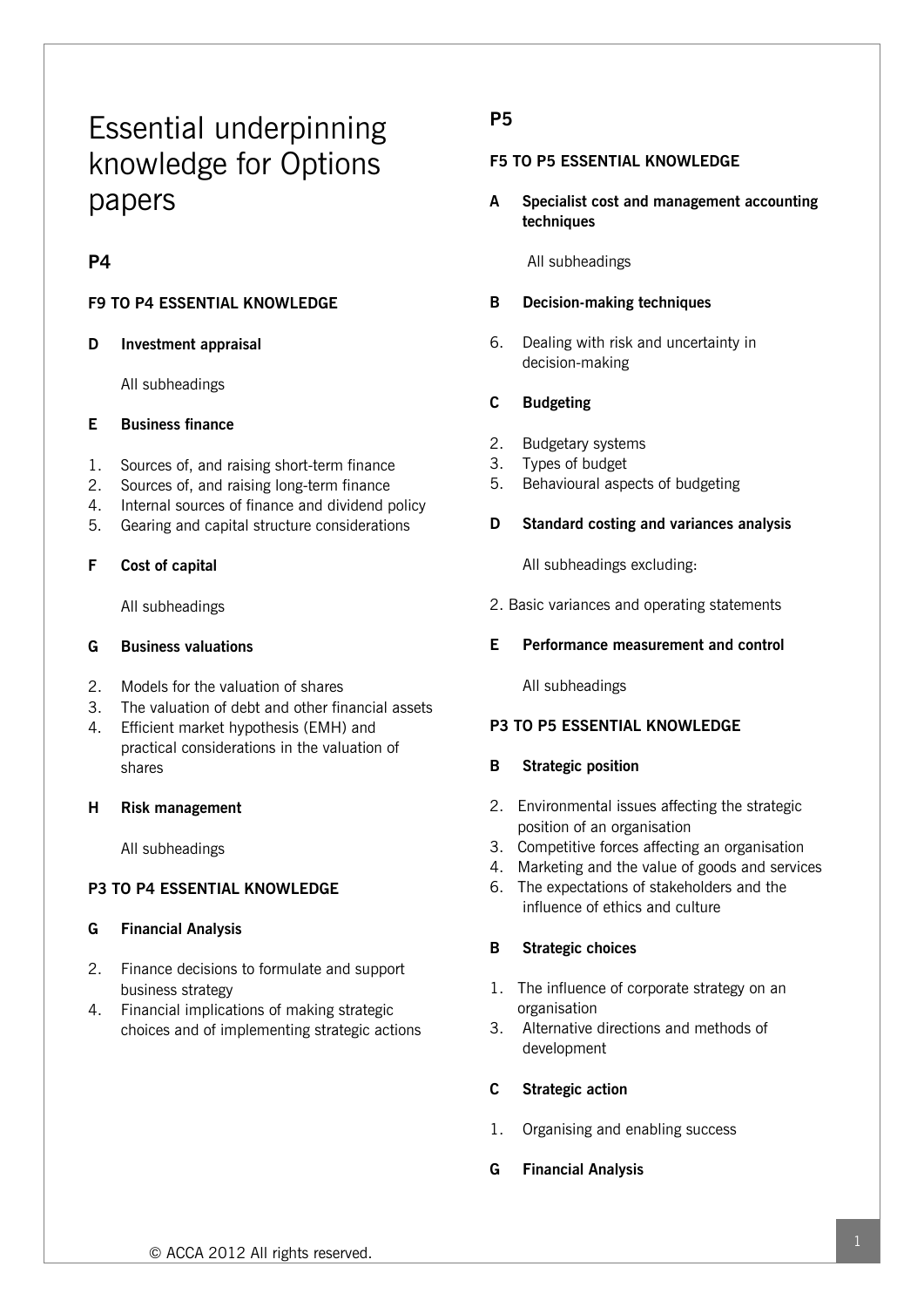# Essential underpinning knowledge for Options papers

## P4

### F9 TO P4 ESSENTIAL KNOWLEDGE

**D Investment appraisal**

All subheadings

**E Business finance**

1. Sources of, and raising short-term finance
2. Sources of, and raising long-term finance
4. Internal sources of finance and dividend policy
5. Gearing and capital structure considerations

**F Cost of capital**

All subheadings

**G Business valuations**

2. Models for the valuation of shares
3. The valuation of debt and other financial assets
4. Efficient market hypothesis (EMH) and practical considerations in the valuation of shares

**H Risk management**

All subheadings

### P3 TO P4 ESSENTIAL KNOWLEDGE

**G Financial Analysis**

2. Finance decisions to formulate and support business strategy
4. Financial implications of making strategic choices and of implementing strategic actions

## P5

### F5 TO P5 ESSENTIAL KNOWLEDGE

**A Specialist cost and management accounting techniques**

All subheadings

**B Decision-making techniques**

6. Dealing with risk and uncertainty in decision-making

**C Budgeting**

2. Budgetary systems
3. Types of budget
5. Behavioural aspects of budgeting

**D Standard costing and variances analysis**

All subheadings excluding:

2. Basic variances and operating statements

**E Performance measurement and control**

All subheadings

### P3 TO P5 ESSENTIAL KNOWLEDGE

**B Strategic position**

2. Environmental issues affecting the strategic position of an organisation
3. Competitive forces affecting an organisation
4. Marketing and the value of goods and services
6. The expectations of stakeholders and the influence of ethics and culture

**B Strategic choices**

1. The influence of corporate strategy on an organisation
3. Alternative directions and methods of development

**C Strategic action**

1. Organising and enabling success

**G Financial Analysis**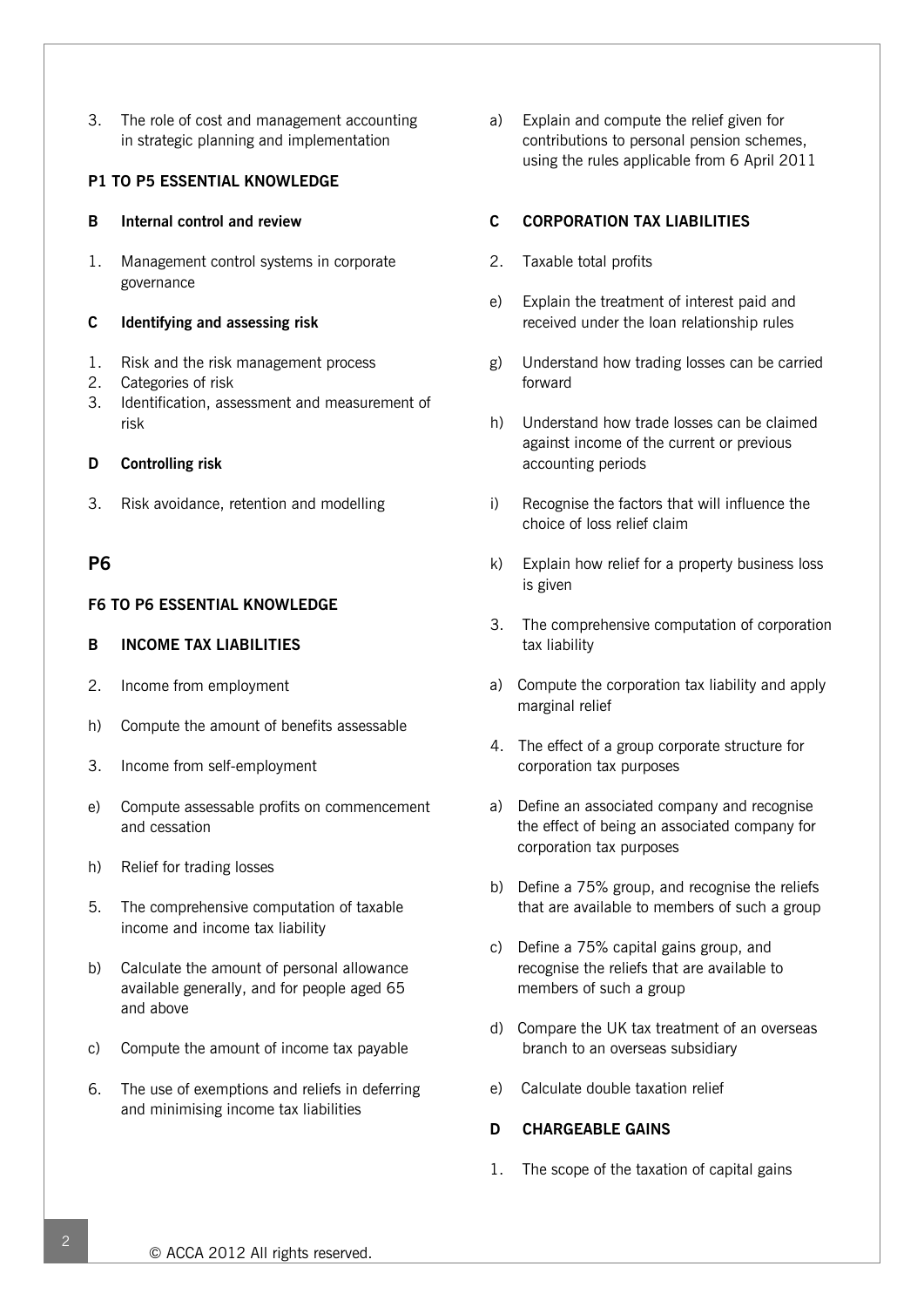3. The role of cost and management accounting in strategic planning and implementation

**P1 TO P5 ESSENTIAL KNOWLEDGE**

**B Internal control and review**

1. Management control systems in corporate governance

**C Identifying and assessing risk**

1. Risk and the risk management process
2. Categories of risk
3. Identification, assessment and measurement of risk

**D Controlling risk**

3. Risk avoidance, retention and modelling

## P6

**F6 TO P6 ESSENTIAL KNOWLEDGE**

**B INCOME TAX LIABILITIES**

2. Income from employment

h) Compute the amount of benefits assessable

3. Income from self-employment

e) Compute assessable profits on commencement and cessation

h) Relief for trading losses

5. The comprehensive computation of taxable income and income tax liability

b) Calculate the amount of personal allowance available generally, and for people aged 65 and above

c) Compute the amount of income tax payable

6. The use of exemptions and reliefs in deferring and minimising income tax liabilities

a) Explain and compute the relief given for contributions to personal pension schemes, using the rules applicable from 6 April 2011

**C CORPORATION TAX LIABILITIES**

2. Taxable total profits

e) Explain the treatment of interest paid and received under the loan relationship rules

g) Understand how trading losses can be carried forward

h) Understand how trade losses can be claimed against income of the current or previous accounting periods

i) Recognise the factors that will influence the choice of loss relief claim

k) Explain how relief for a property business loss is given

3. The comprehensive computation of corporation tax liability

a) Compute the corporation tax liability and apply marginal relief

4. The effect of a group corporate structure for corporation tax purposes

a) Define an associated company and recognise the effect of being an associated company for corporation tax purposes

b) Define a 75% group, and recognise the reliefs that are available to members of such a group

c) Define a 75% capital gains group, and recognise the reliefs that are available to members of such a group

d) Compare the UK tax treatment of an overseas branch to an overseas subsidiary

e) Calculate double taxation relief

**D CHARGEABLE GAINS**

1. The scope of the taxation of capital gains

© ACCA 2012 All rights reserved.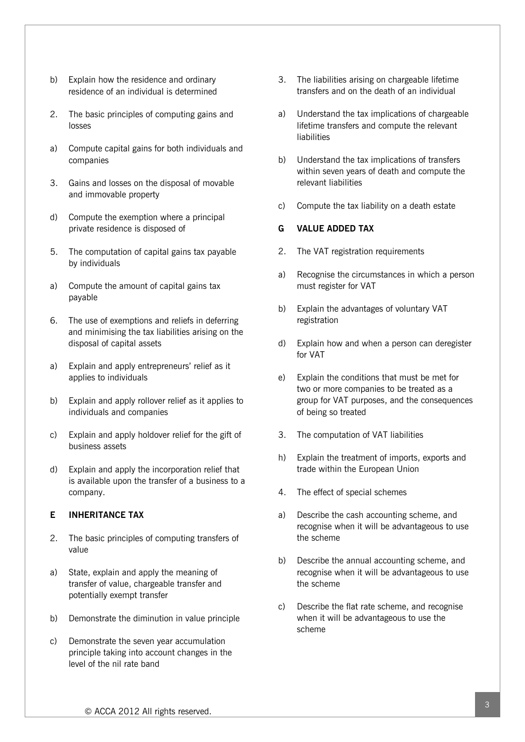b) Explain how the residence and ordinary residence of an individual is determined

2. The basic principles of computing gains and losses

a) Compute capital gains for both individuals and companies

3. Gains and losses on the disposal of movable and immovable property

d) Compute the exemption where a principal private residence is disposed of

5. The computation of capital gains tax payable by individuals

a) Compute the amount of capital gains tax payable

6. The use of exemptions and reliefs in deferring and minimising the tax liabilities arising on the disposal of capital assets

a) Explain and apply entrepreneurs' relief as it applies to individuals

b) Explain and apply rollover relief as it applies to individuals and companies

c) Explain and apply holdover relief for the gift of business assets

d) Explain and apply the incorporation relief that is available upon the transfer of a business to a company.

## E INHERITANCE TAX

2. The basic principles of computing transfers of value

a) State, explain and apply the meaning of transfer of value, chargeable transfer and potentially exempt transfer

b) Demonstrate the diminution in value principle

c) Demonstrate the seven year accumulation principle taking into account changes in the level of the nil rate band

3. The liabilities arising on chargeable lifetime transfers and on the death of an individual

a) Understand the tax implications of chargeable lifetime transfers and compute the relevant liabilities

b) Understand the tax implications of transfers within seven years of death and compute the relevant liabilities

c) Compute the tax liability on a death estate

## G VALUE ADDED TAX

2. The VAT registration requirements

a) Recognise the circumstances in which a person must register for VAT

b) Explain the advantages of voluntary VAT registration

d) Explain how and when a person can deregister for VAT

e) Explain the conditions that must be met for two or more companies to be treated as a group for VAT purposes, and the consequences of being so treated

3. The computation of VAT liabilities

h) Explain the treatment of imports, exports and trade within the European Union

4. The effect of special schemes

a) Describe the cash accounting scheme, and recognise when it will be advantageous to use the scheme

b) Describe the annual accounting scheme, and recognise when it will be advantageous to use the scheme

c) Describe the flat rate scheme, and recognise when it will be advantageous to use the scheme

© ACCA 2012 All rights reserved.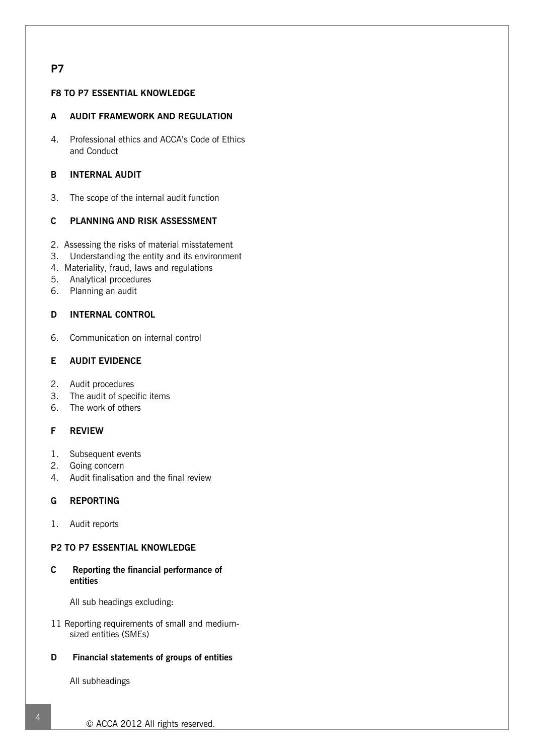# P7

## F8 TO P7 ESSENTIAL KNOWLEDGE

### A AUDIT FRAMEWORK AND REGULATION

4. Professional ethics and ACCA's Code of Ethics and Conduct

### B INTERNAL AUDIT

3. The scope of the internal audit function

### C PLANNING AND RISK ASSESSMENT

2. Assessing the risks of material misstatement
3. Understanding the entity and its environment
4. Materiality, fraud, laws and regulations
5. Analytical procedures
6. Planning an audit

### D INTERNAL CONTROL

6. Communication on internal control

### E AUDIT EVIDENCE

2. Audit procedures
3. The audit of specific items
6. The work of others

### F REVIEW

1. Subsequent events
2. Going concern
4. Audit finalisation and the final review

### G REPORTING

1. Audit reports

## P2 TO P7 ESSENTIAL KNOWLEDGE

### C Reporting the financial performance of entities

All sub headings excluding:

11 Reporting requirements of small and medium-sized entities (SMEs)

### D Financial statements of groups of entities

All subheadings

© ACCA 2012 All rights reserved.